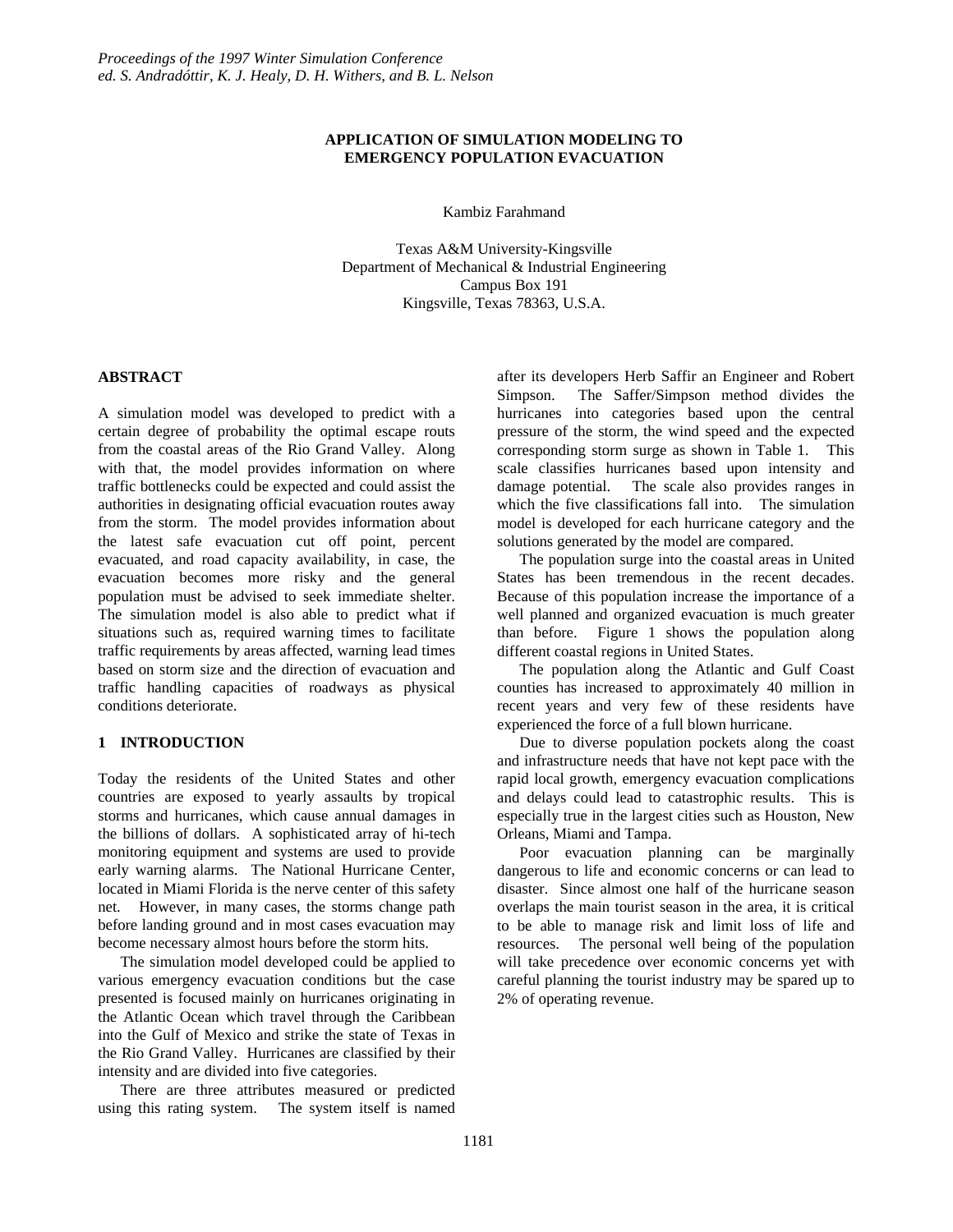Proceedings of the 1997 Winter Simulation Conference
ed. S. Andradóttir, K. J. Healy, D. H. Withers, and B. L. Nelson

# APPLICATION OF SIMULATION MODELING TO EMERGENCY POPULATION EVACUATION

Kambiz Farahmand

Texas A&M University-Kingsville
Department of Mechanical & Industrial Engineering
Campus Box 191
Kingsville, Texas 78363, U.S.A.

## ABSTRACT

A simulation model was developed to predict with a certain degree of probability the optimal escape routs from the coastal areas of the Rio Grand Valley. Along with that, the model provides information on where traffic bottlenecks could be expected and could assist the authorities in designating official evacuation routes away from the storm. The model provides information about the latest safe evacuation cut off point, percent evacuated, and road capacity availability, in case, the evacuation becomes more risky and the general population must be advised to seek immediate shelter. The simulation model is also able to predict what if situations such as, required warning times to facilitate traffic requirements by areas affected, warning lead times based on storm size and the direction of evacuation and traffic handling capacities of roadways as physical conditions deteriorate.

## 1 INTRODUCTION

Today the residents of the United States and other countries are exposed to yearly assaults by tropical storms and hurricanes, which cause annual damages in the billions of dollars. A sophisticated array of hi-tech monitoring equipment and systems are used to provide early warning alarms. The National Hurricane Center, located in Miami Florida is the nerve center of this safety net. However, in many cases, the storms change path before landing ground and in most cases evacuation may become necessary almost hours before the storm hits.

The simulation model developed could be applied to various emergency evacuation conditions but the case presented is focused mainly on hurricanes originating in the Atlantic Ocean which travel through the Caribbean into the Gulf of Mexico and strike the state of Texas in the Rio Grand Valley. Hurricanes are classified by their intensity and are divided into five categories.

There are three attributes measured or predicted using this rating system. The system itself is named after its developers Herb Saffir an Engineer and Robert Simpson. The Saffer/Simpson method divides the hurricanes into categories based upon the central pressure of the storm, the wind speed and the expected corresponding storm surge as shown in Table 1. This scale classifies hurricanes based upon intensity and damage potential. The scale also provides ranges in which the five classifications fall into. The simulation model is developed for each hurricane category and the solutions generated by the model are compared.

The population surge into the coastal areas in United States has been tremendous in the recent decades. Because of this population increase the importance of a well planned and organized evacuation is much greater than before. Figure 1 shows the population along different coastal regions in United States.

The population along the Atlantic and Gulf Coast counties has increased to approximately 40 million in recent years and very few of these residents have experienced the force of a full blown hurricane.

Due to diverse population pockets along the coast and infrastructure needs that have not kept pace with the rapid local growth, emergency evacuation complications and delays could lead to catastrophic results. This is especially true in the largest cities such as Houston, New Orleans, Miami and Tampa.

Poor evacuation planning can be marginally dangerous to life and economic concerns or can lead to disaster. Since almost one half of the hurricane season overlaps the main tourist season in the area, it is critical to be able to manage risk and limit loss of life and resources. The personal well being of the population will take precedence over economic concerns yet with careful planning the tourist industry may be spared up to 2% of operating revenue.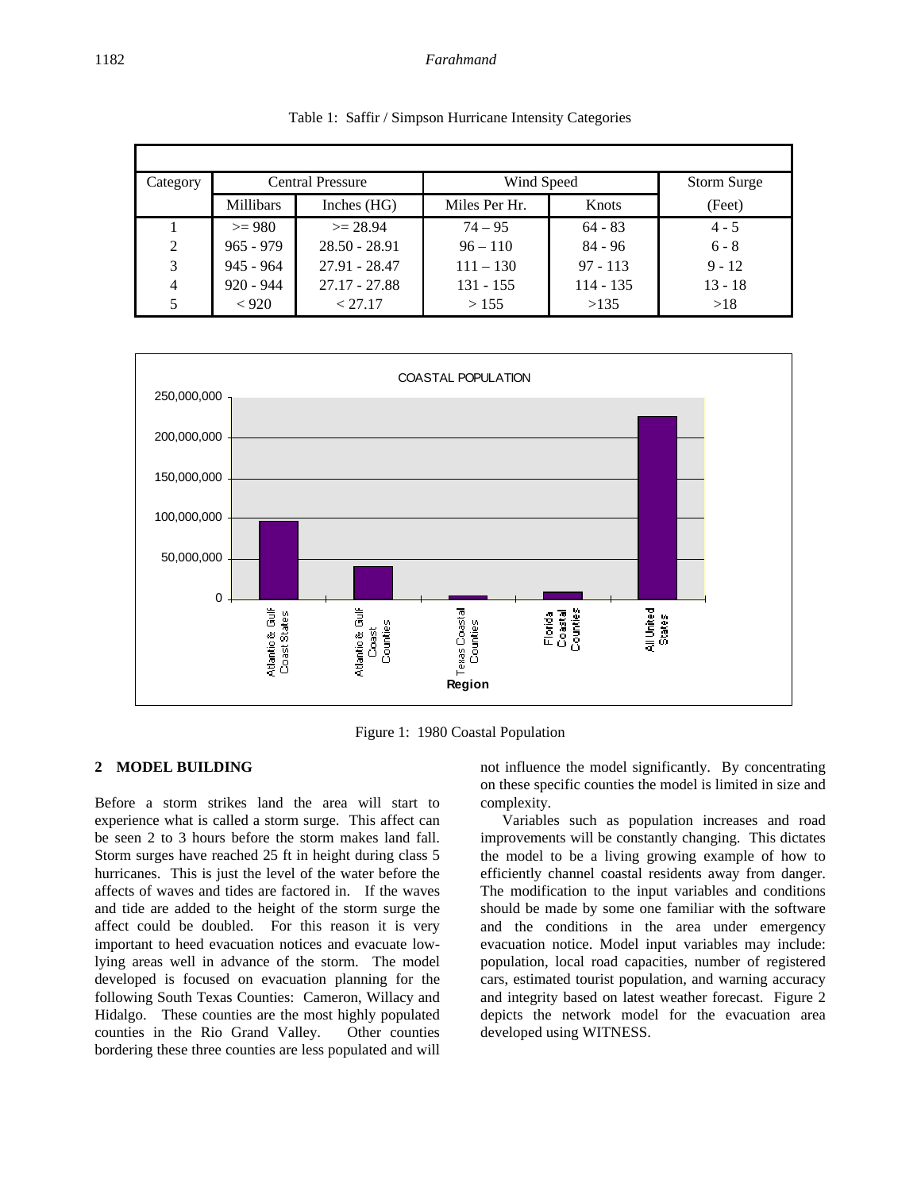Table 1: Saffir / Simpson Hurricane Intensity Categories

| Category | Central Pressure | | Wind Speed | | Storm Surge |
|---|---|---|---|---|---|
| | Millibars | Inches (HG) | Miles Per Hr. | Knots | (Feet) |
| 1 | >= 980 | >= 28.94 | 74 – 95 | 64 - 83 | 4 - 5 |
| 2 | 965 - 979 | 28.50 - 28.91 | 96 – 110 | 84 - 96 | 6 - 8 |
| 3 | 945 - 964 | 27.91 - 28.47 | 111 – 130 | 97 - 113 | 9 - 12 |
| 4 | 920 - 944 | 27.17 - 27.88 | 131 - 155 | 114 - 135 | 13 - 18 |
| 5 | < 920 | < 27.17 | > 155 | >135 | >18 |

Figure 1: 1980 Coastal Population

## 2 MODEL BUILDING

Before a storm strikes land the area will start to experience what is called a storm surge. This affect can be seen 2 to 3 hours before the storm makes land fall. Storm surges have reached 25 ft in height during class 5 hurricanes. This is just the level of the water before the affects of waves and tides are factored in. If the waves and tide are added to the height of the storm surge the affect could be doubled. For this reason it is very important to heed evacuation notices and evacuate low-lying areas well in advance of the storm. The model developed is focused on evacuation planning for the following South Texas Counties: Cameron, Willacy and Hidalgo. These counties are the most highly populated counties in the Rio Grand Valley. Other counties bordering these three counties are less populated and will not influence the model significantly. By concentrating on these specific counties the model is limited in size and complexity.

Variables such as population increases and road improvements will be constantly changing. This dictates the model to be a living growing example of how to efficiently channel coastal residents away from danger. The modification to the input variables and conditions should be made by some one familiar with the software and the conditions in the area under emergency evacuation notice. Model input variables may include: population, local road capacities, number of registered cars, estimated tourist population, and warning accuracy and integrity based on latest weather forecast. Figure 2 depicts the network model for the evacuation area developed using WITNESS.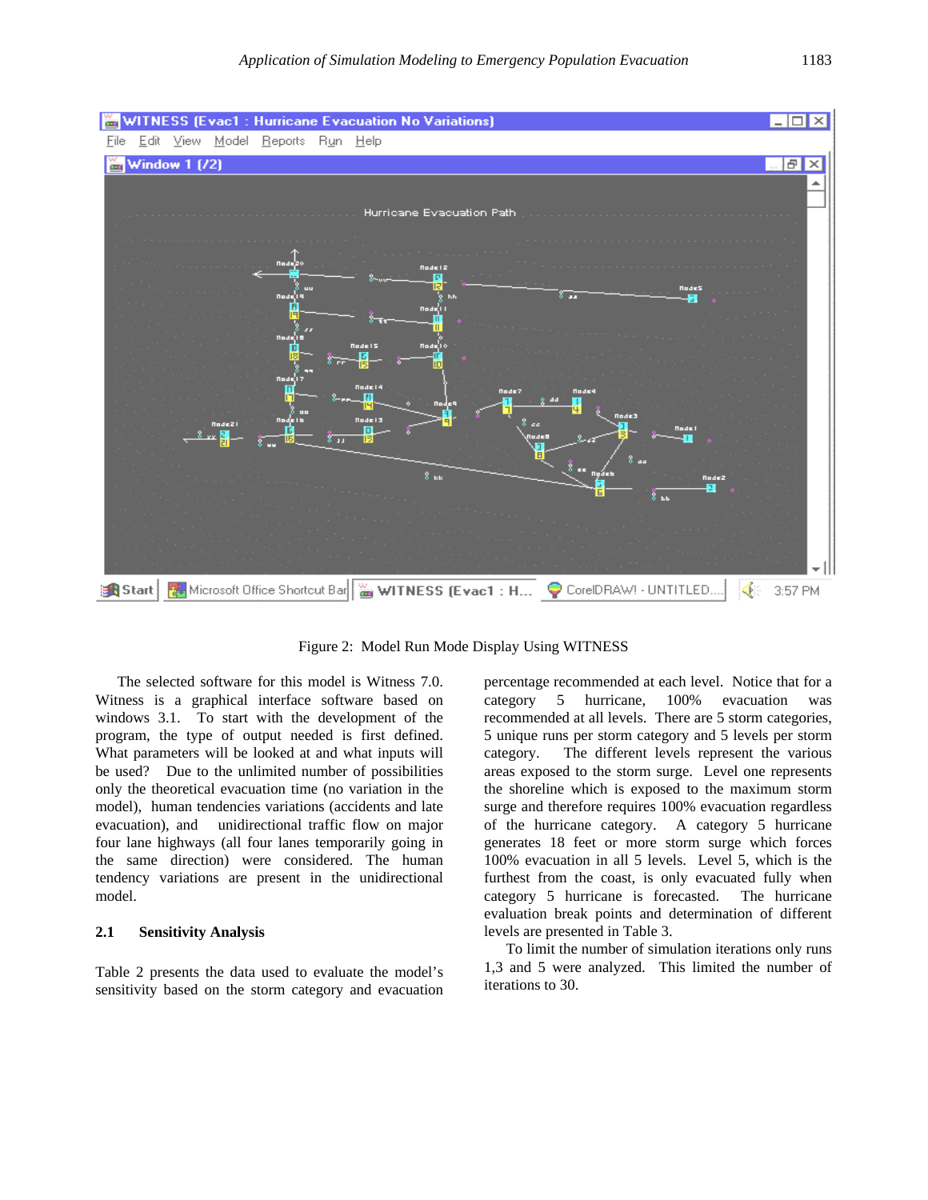Figure 2: Model Run Mode Display Using WITNESS

The selected software for this model is Witness 7.0. Witness is a graphical interface software based on windows 3.1. To start with the development of the program, the type of output needed is first defined. What parameters will be looked at and what inputs will be used? Due to the unlimited number of possibilities only the theoretical evacuation time (no variation in the model), human tendencies variations (accidents and late evacuation), and unidirectional traffic flow on major four lane highways (all four lanes temporarily going in the same direction) were considered. The human tendency variations are present in the unidirectional model.

### 2.1 Sensitivity Analysis

Table 2 presents the data used to evaluate the model's sensitivity based on the storm category and evacuation percentage recommended at each level. Notice that for a category 5 hurricane, 100% evacuation was recommended at all levels. There are 5 storm categories, 5 unique runs per storm category and 5 levels per storm category. The different levels represent the various areas exposed to the storm surge. Level one represents the shoreline which is exposed to the maximum storm surge and therefore requires 100% evacuation regardless of the hurricane category. A category 5 hurricane generates 18 feet or more storm surge which forces 100% evacuation in all 5 levels. Level 5, which is the furthest from the coast, is only evacuated fully when category 5 hurricane is forecasted. The hurricane evaluation break points and determination of different levels are presented in Table 3.

To limit the number of simulation iterations only runs 1,3 and 5 were analyzed. This limited the number of iterations to 30.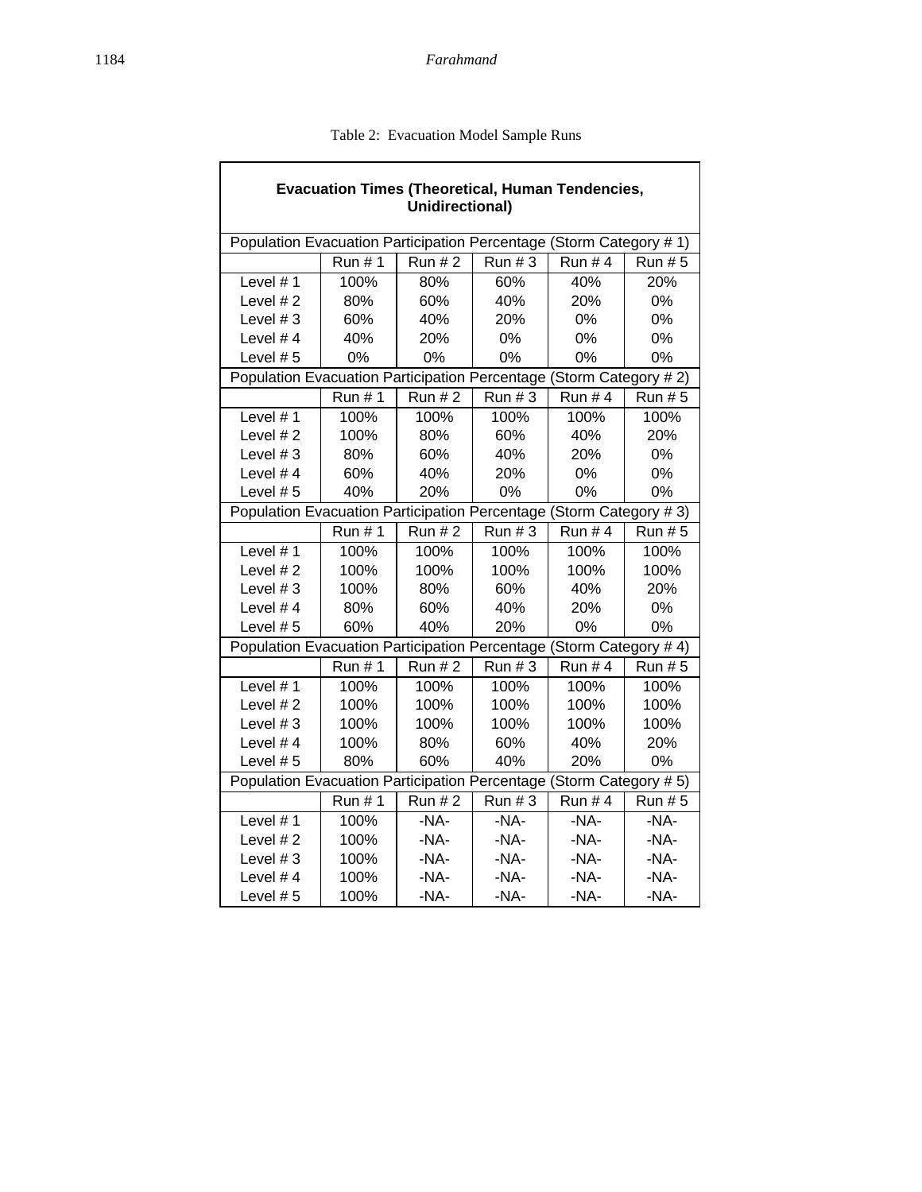Table 2: Evacuation Model Sample Runs

| **Evacuation Times (Theoretical, Human Tendencies, Unidirectional)** | | | | | |
|---|---|---|---|---|---|
| Population Evacuation Participation Percentage (Storm Category # 1) | | | | | |
| | Run # 1 | Run # 2 | Run # 3 | Run # 4 | Run # 5 |
| Level # 1 | 100% | 80% | 60% | 40% | 20% |
| Level # 2 | 80% | 60% | 40% | 20% | 0% |
| Level # 3 | 60% | 40% | 20% | 0% | 0% |
| Level # 4 | 40% | 20% | 0% | 0% | 0% |
| Level # 5 | 0% | 0% | 0% | 0% | 0% |
| Population Evacuation Participation Percentage (Storm Category # 2) | | | | | |
| | Run # 1 | Run # 2 | Run # 3 | Run # 4 | Run # 5 |
| Level # 1 | 100% | 100% | 100% | 100% | 100% |
| Level # 2 | 100% | 80% | 60% | 40% | 20% |
| Level # 3 | 80% | 60% | 40% | 20% | 0% |
| Level # 4 | 60% | 40% | 20% | 0% | 0% |
| Level # 5 | 40% | 20% | 0% | 0% | 0% |
| Population Evacuation Participation Percentage (Storm Category # 3) | | | | | |
| | Run # 1 | Run # 2 | Run # 3 | Run # 4 | Run # 5 |
| Level # 1 | 100% | 100% | 100% | 100% | 100% |
| Level # 2 | 100% | 100% | 100% | 100% | 100% |
| Level # 3 | 100% | 80% | 60% | 40% | 20% |
| Level # 4 | 80% | 60% | 40% | 20% | 0% |
| Level # 5 | 60% | 40% | 20% | 0% | 0% |
| Population Evacuation Participation Percentage (Storm Category # 4) | | | | | |
| | Run # 1 | Run # 2 | Run # 3 | Run # 4 | Run # 5 |
| Level # 1 | 100% | 100% | 100% | 100% | 100% |
| Level # 2 | 100% | 100% | 100% | 100% | 100% |
| Level # 3 | 100% | 100% | 100% | 100% | 100% |
| Level # 4 | 100% | 80% | 60% | 40% | 20% |
| Level # 5 | 80% | 60% | 40% | 20% | 0% |
| Population Evacuation Participation Percentage (Storm Category # 5) | | | | | |
| | Run # 1 | Run # 2 | Run # 3 | Run # 4 | Run # 5 |
| Level # 1 | 100% | -NA- | -NA- | -NA- | -NA- |
| Level # 2 | 100% | -NA- | -NA- | -NA- | -NA- |
| Level # 3 | 100% | -NA- | -NA- | -NA- | -NA- |
| Level # 4 | 100% | -NA- | -NA- | -NA- | -NA- |
| Level # 5 | 100% | -NA- | -NA- | -NA- | -NA- |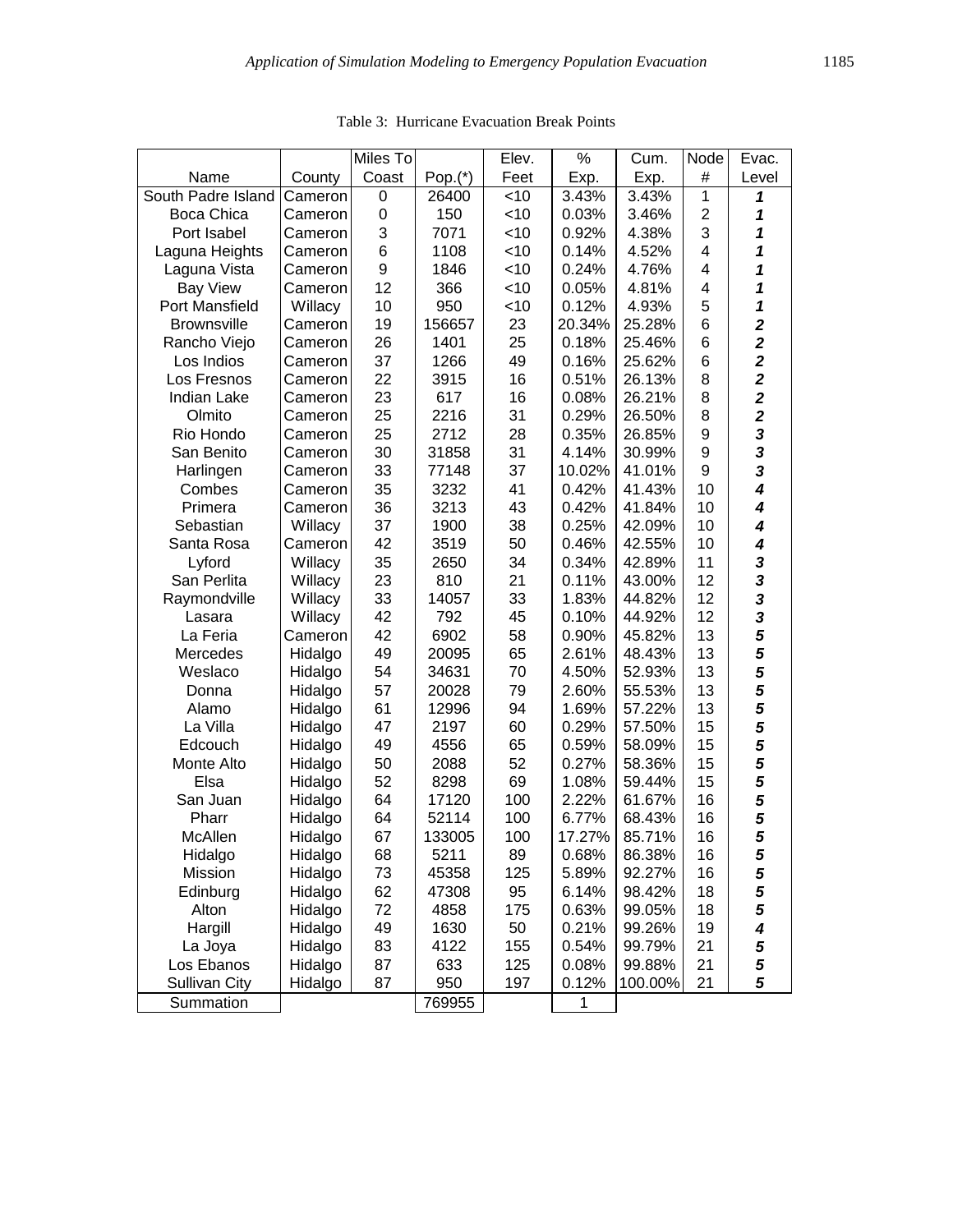Table 3: Hurricane Evacuation Break Points

| Name | County | Miles To Coast | Pop.(*) | Elev. Feet | % Exp. | Cum. Exp. | Node # | Evac. Level |
|---|---|---|---|---|---|---|---|---|
| South Padre Island | Cameron | 0 | 26400 | <10 | 3.43% | 3.43% | 1 | *1* |
| Boca Chica | Cameron | 0 | 150 | <10 | 0.03% | 3.46% | 2 | *1* |
| Port Isabel | Cameron | 3 | 7071 | <10 | 0.92% | 4.38% | 3 | *1* |
| Laguna Heights | Cameron | 6 | 1108 | <10 | 0.14% | 4.52% | 4 | *1* |
| Laguna Vista | Cameron | 9 | 1846 | <10 | 0.24% | 4.76% | 4 | *1* |
| Bay View | Cameron | 12 | 366 | <10 | 0.05% | 4.81% | 4 | *1* |
| Port Mansfield | Willacy | 10 | 950 | <10 | 0.12% | 4.93% | 5 | *1* |
| Brownsville | Cameron | 19 | 156657 | 23 | 20.34% | 25.28% | 6 | *2* |
| Rancho Viejo | Cameron | 26 | 1401 | 25 | 0.18% | 25.46% | 6 | *2* |
| Los Indios | Cameron | 37 | 1266 | 49 | 0.16% | 25.62% | 6 | *2* |
| Los Fresnos | Cameron | 22 | 3915 | 16 | 0.51% | 26.13% | 8 | *2* |
| Indian Lake | Cameron | 23 | 617 | 16 | 0.08% | 26.21% | 8 | *2* |
| Olmito | Cameron | 25 | 2216 | 31 | 0.29% | 26.50% | 8 | *2* |
| Rio Hondo | Cameron | 25 | 2712 | 28 | 0.35% | 26.85% | 9 | *3* |
| San Benito | Cameron | 30 | 31858 | 31 | 4.14% | 30.99% | 9 | *3* |
| Harlingen | Cameron | 33 | 77148 | 37 | 10.02% | 41.01% | 9 | *3* |
| Combes | Cameron | 35 | 3232 | 41 | 0.42% | 41.43% | 10 | *4* |
| Primera | Cameron | 36 | 3213 | 43 | 0.42% | 41.84% | 10 | *4* |
| Sebastian | Willacy | 37 | 1900 | 38 | 0.25% | 42.09% | 10 | *4* |
| Santa Rosa | Cameron | 42 | 3519 | 50 | 0.46% | 42.55% | 10 | *4* |
| Lyford | Willacy | 35 | 2650 | 34 | 0.34% | 42.89% | 11 | *3* |
| San Perlita | Willacy | 23 | 810 | 21 | 0.11% | 43.00% | 12 | *3* |
| Raymondville | Willacy | 33 | 14057 | 33 | 1.83% | 44.82% | 12 | *3* |
| Lasara | Willacy | 42 | 792 | 45 | 0.10% | 44.92% | 12 | *3* |
| La Feria | Cameron | 42 | 6902 | 58 | 0.90% | 45.82% | 13 | *5* |
| Mercedes | Hidalgo | 49 | 20095 | 65 | 2.61% | 48.43% | 13 | *5* |
| Weslaco | Hidalgo | 54 | 34631 | 70 | 4.50% | 52.93% | 13 | *5* |
| Donna | Hidalgo | 57 | 20028 | 79 | 2.60% | 55.53% | 13 | *5* |
| Alamo | Hidalgo | 61 | 12996 | 94 | 1.69% | 57.22% | 13 | *5* |
| La Villa | Hidalgo | 47 | 2197 | 60 | 0.29% | 57.50% | 15 | *5* |
| Edcouch | Hidalgo | 49 | 4556 | 65 | 0.59% | 58.09% | 15 | *5* |
| Monte Alto | Hidalgo | 50 | 2088 | 52 | 0.27% | 58.36% | 15 | *5* |
| Elsa | Hidalgo | 52 | 8298 | 69 | 1.08% | 59.44% | 15 | *5* |
| San Juan | Hidalgo | 64 | 17120 | 100 | 2.22% | 61.67% | 16 | *5* |
| Pharr | Hidalgo | 64 | 52114 | 100 | 6.77% | 68.43% | 16 | *5* |
| McAllen | Hidalgo | 67 | 133005 | 100 | 17.27% | 85.71% | 16 | *5* |
| Hidalgo | Hidalgo | 68 | 5211 | 89 | 0.68% | 86.38% | 16 | *5* |
| Mission | Hidalgo | 73 | 45358 | 125 | 5.89% | 92.27% | 16 | *5* |
| Edinburg | Hidalgo | 62 | 47308 | 95 | 6.14% | 98.42% | 18 | *5* |
| Alton | Hidalgo | 72 | 4858 | 175 | 0.63% | 99.05% | 18 | *5* |
| Hargill | Hidalgo | 49 | 1630 | 50 | 0.21% | 99.26% | 19 | *4* |
| La Joya | Hidalgo | 83 | 4122 | 155 | 0.54% | 99.79% | 21 | *5* |
| Los Ebanos | Hidalgo | 87 | 633 | 125 | 0.08% | 99.88% | 21 | *5* |
| Sullivan City | Hidalgo | 87 | 950 | 197 | 0.12% | 100.00% | 21 | *5* |
| Summation | | | 769955 | | 1 | | | |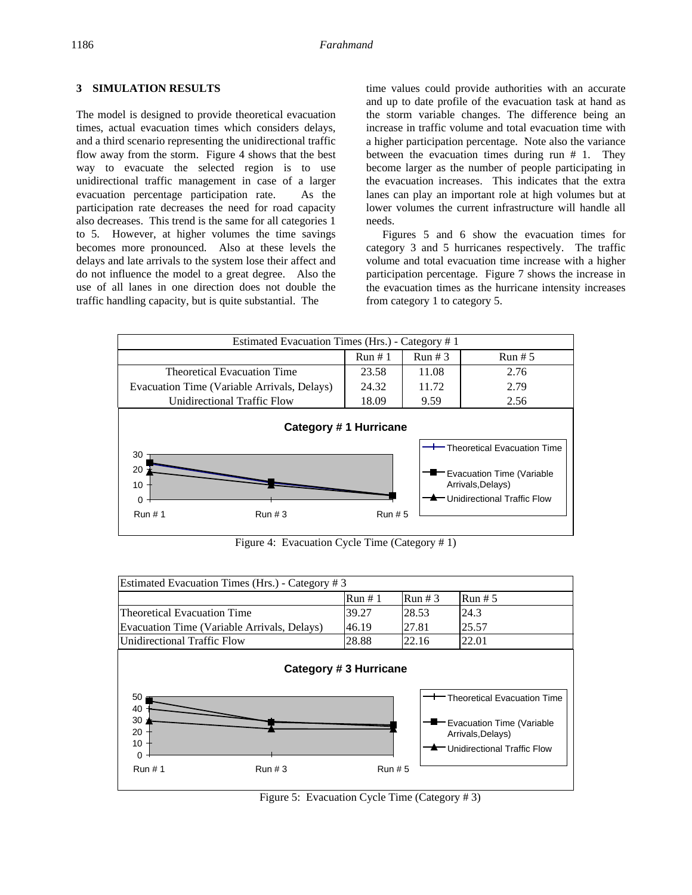## 3 SIMULATION RESULTS

The model is designed to provide theoretical evacuation times, actual evacuation times which considers delays, and a third scenario representing the unidirectional traffic flow away from the storm. Figure 4 shows that the best way to evacuate the selected region is to use unidirectional traffic management in case of a larger evacuation percentage participation rate. As the participation rate decreases the need for road capacity also decreases. This trend is the same for all categories 1 to 5. However, at higher volumes the time savings becomes more pronounced. Also at these levels the delays and late arrivals to the system lose their affect and do not influence the model to a great degree. Also the use of all lanes in one direction does not double the traffic handling capacity, but is quite substantial. The time values could provide authorities with an accurate and up to date profile of the evacuation task at hand as the storm variable changes. The difference being an increase in traffic volume and total evacuation time with a higher participation percentage. Note also the variance between the evacuation times during run # 1. They become larger as the number of people participating in the evacuation increases. This indicates that the extra lanes can play an important role at high volumes but at lower volumes the current infrastructure will handle all needs.

Figures 5 and 6 show the evacuation times for category 3 and 5 hurricanes respectively. The traffic volume and total evacuation time increase with a higher participation percentage. Figure 7 shows the increase in the evacuation times as the hurricane intensity increases from category 1 to category 5.

| Estimated Evacuation Times (Hrs.) - Category # 1 | | | |
|---|---|---|---|
| | Run # 1 | Run # 3 | Run # 5 |
| Theoretical Evacuation Time | 23.58 | 11.08 | 2.76 |
| Evacuation Time (Variable Arrivals, Delays) | 24.32 | 11.72 | 2.79 |
| Unidirectional Traffic Flow | 18.09 | 9.59 | 2.56 |

Figure 4: Evacuation Cycle Time (Category # 1)

| Estimated Evacuation Times (Hrs.) - Category # 3 | | | |
|---|---|---|---|
| | Run # 1 | Run # 3 | Run # 5 |
| Theoretical Evacuation Time | 39.27 | 28.53 | 24.3 |
| Evacuation Time (Variable Arrivals, Delays) | 46.19 | 27.81 | 25.57 |
| Unidirectional Traffic Flow | 28.88 | 22.16 | 22.01 |

Figure 5: Evacuation Cycle Time (Category # 3)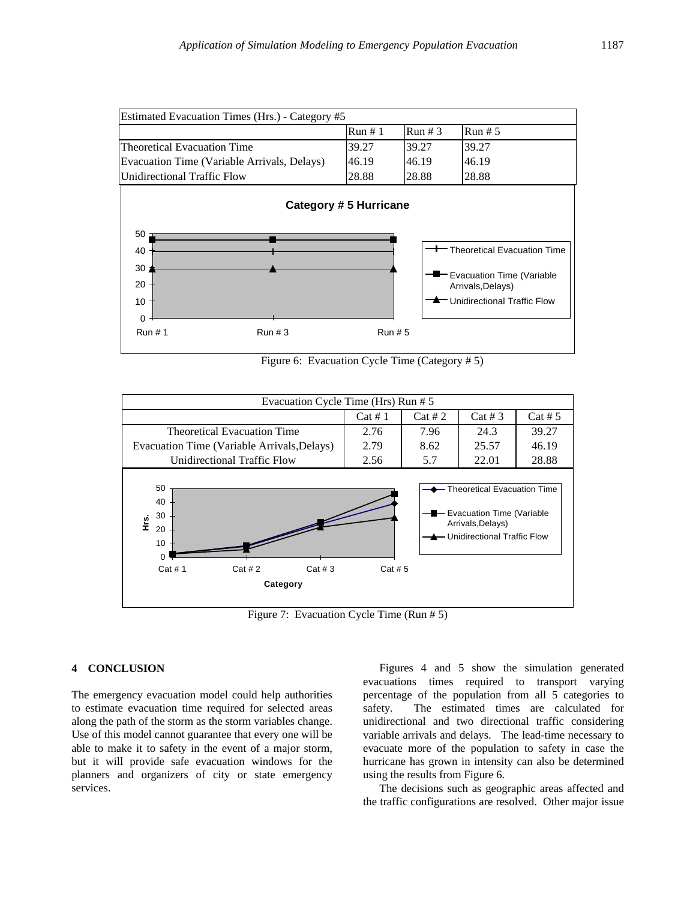| Estimated Evacuation Times (Hrs.) - Category #5 | | | |
|---|---|---|---|
| | Run # 1 | Run # 3 | Run # 5 |
| Theoretical Evacuation Time | 39.27 | 39.27 | 39.27 |
| Evacuation Time (Variable Arrivals, Delays) | 46.19 | 46.19 | 46.19 |
| Unidirectional Traffic Flow | 28.88 | 28.88 | 28.88 |

Figure 6: Evacuation Cycle Time (Category # 5)

| Evacuation Cycle Time (Hrs) Run # 5 | | | | |
|---|---|---|---|---|
| | Cat # 1 | Cat # 2 | Cat # 3 | Cat # 5 |
| Theoretical Evacuation Time | 2.76 | 7.96 | 24.3 | 39.27 |
| Evacuation Time (Variable Arrivals,Delays) | 2.79 | 8.62 | 25.57 | 46.19 |
| Unidirectional Traffic Flow | 2.56 | 5.7 | 22.01 | 28.88 |

Figure 7: Evacuation Cycle Time (Run # 5)

## 4 CONCLUSION

The emergency evacuation model could help authorities to estimate evacuation time required for selected areas along the path of the storm as the storm variables change. Use of this model cannot guarantee that every one will be able to make it to safety in the event of a major storm, but it will provide safe evacuation windows for the planners and organizers of city or state emergency services.

Figures 4 and 5 show the simulation generated evacuations times required to transport varying percentage of the population from all 5 categories to safety. The estimated times are calculated for unidirectional and two directional traffic considering variable arrivals and delays. The lead-time necessary to evacuate more of the population to safety in case the hurricane has grown in intensity can also be determined using the results from Figure 6.

The decisions such as geographic areas affected and the traffic configurations are resolved. Other major issue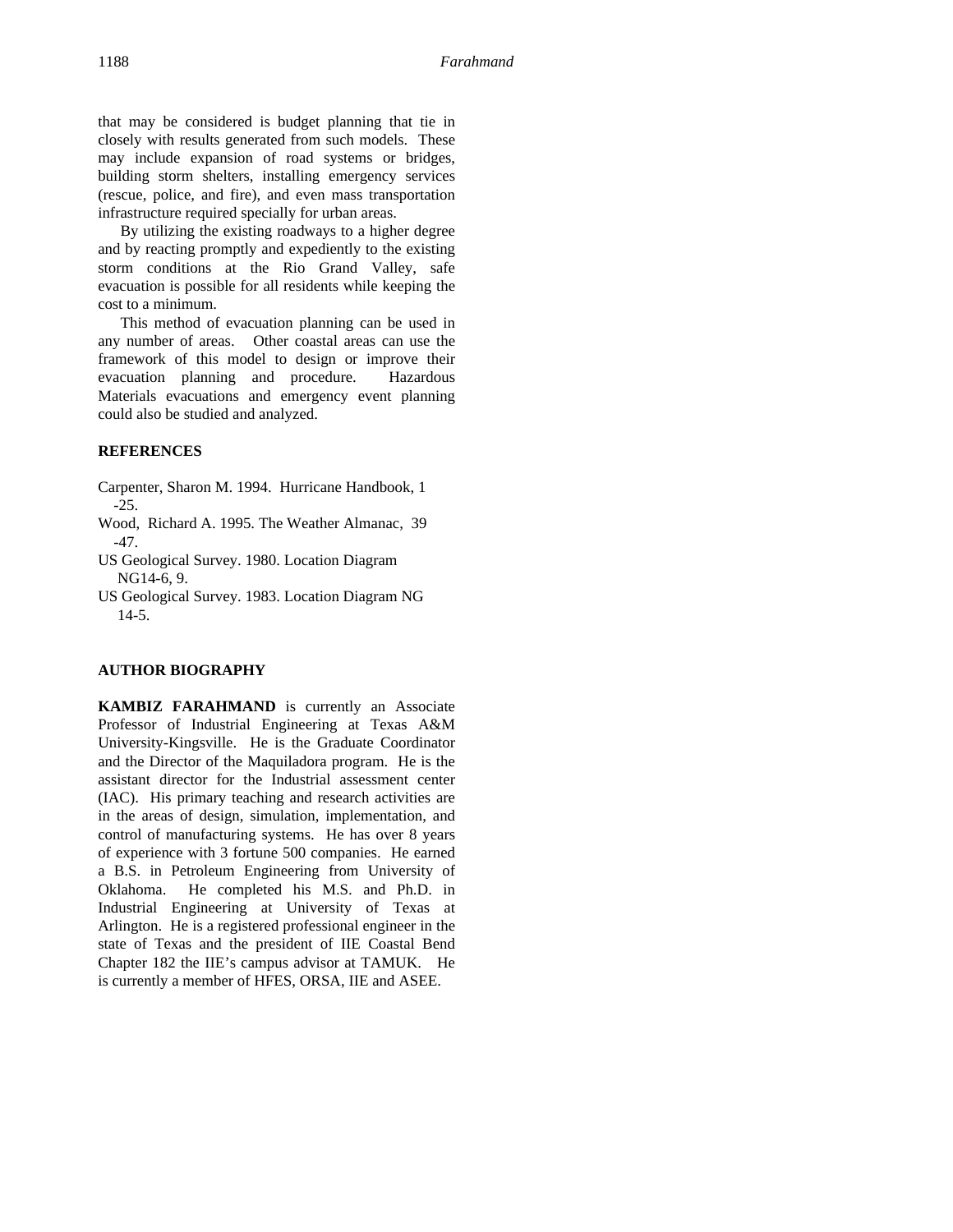that may be considered is budget planning that tie in closely with results generated from such models. These may include expansion of road systems or bridges, building storm shelters, installing emergency services (rescue, police, and fire), and even mass transportation infrastructure required specially for urban areas.

By utilizing the existing roadways to a higher degree and by reacting promptly and expediently to the existing storm conditions at the Rio Grand Valley, safe evacuation is possible for all residents while keeping the cost to a minimum.

This method of evacuation planning can be used in any number of areas. Other coastal areas can use the framework of this model to design or improve their evacuation planning and procedure. Hazardous Materials evacuations and emergency event planning could also be studied and analyzed.

## REFERENCES

Carpenter, Sharon M. 1994. Hurricane Handbook, 1 -25.

Wood, Richard A. 1995. The Weather Almanac, 39 -47.

US Geological Survey. 1980. Location Diagram NG14-6, 9.

US Geological Survey. 1983. Location Diagram NG 14-5.

## AUTHOR BIOGRAPHY

**KAMBIZ FARAHMAND** is currently an Associate Professor of Industrial Engineering at Texas A&M University-Kingsville. He is the Graduate Coordinator and the Director of the Maquiladora program. He is the assistant director for the Industrial assessment center (IAC). His primary teaching and research activities are in the areas of design, simulation, implementation, and control of manufacturing systems. He has over 8 years of experience with 3 fortune 500 companies. He earned a B.S. in Petroleum Engineering from University of Oklahoma. He completed his M.S. and Ph.D. in Industrial Engineering at University of Texas at Arlington. He is a registered professional engineer in the state of Texas and the president of IIE Coastal Bend Chapter 182 the IIE's campus advisor at TAMUK. He is currently a member of HFES, ORSA, IIE and ASEE.